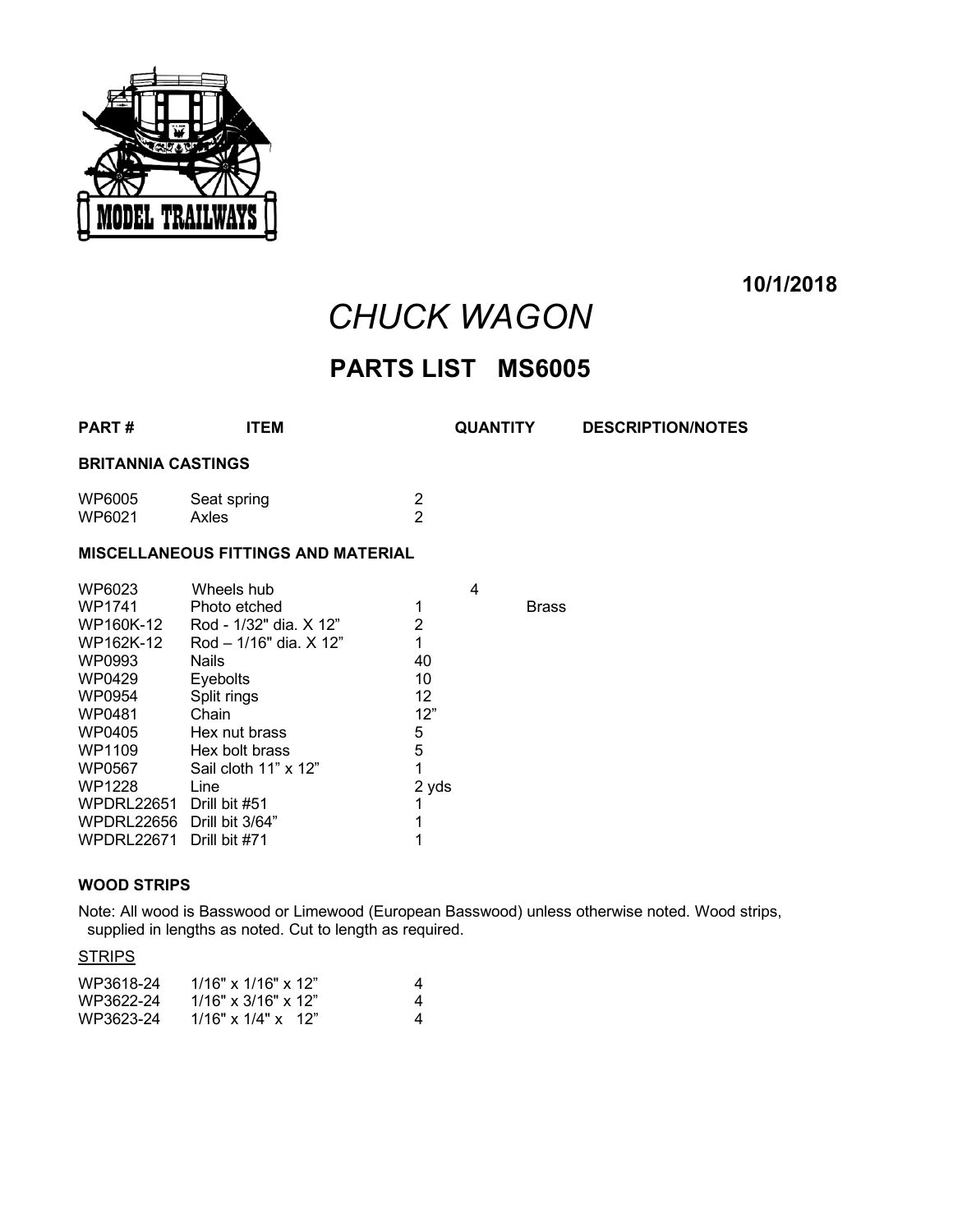MODEL TRAILWAYS

**10/1/2018**

# *CHUCK WAGON*

## PARTS LIST MS6005

| PART # | ITEM | QUANTITY | DESCRIPTION/NOTES |
|---|---|---|---|
| **BRITANNIA CASTINGS** | | | |
| WP6005 | Seat spring | 2 | |
| WP6021 | Axles | 2 | |
| **MISCELLANEOUS FITTINGS AND MATERIAL** | | | |
| WP6023 | Wheels hub | 4 | |
| WP1741 | Photo etched | 1 | Brass |
| WP160K-12 | Rod - 1/32" dia. X 12" | 2 | |
| WP162K-12 | Rod – 1/16" dia. X 12" | 1 | |
| WP0993 | Nails | 40 | |
| WP0429 | Eyebolts | 10 | |
| WP0954 | Split rings | 12 | |
| WP0481 | Chain | 12" | |
| WP0405 | Hex nut brass | 5 | |
| WP1109 | Hex bolt brass | 5 | |
| WP0567 | Sail cloth 11" x 12" | 1 | |
| WP1228 | Line | 2 yds | |
| WPDRL22651 | Drill bit #51 | 1 | |
| WPDRL22656 | Drill bit 3/64" | 1 | |
| WPDRL22671 | Drill bit #71 | 1 | |

**WOOD STRIPS**

Note: All wood is Basswood or Limewood (European Basswood) unless otherwise noted. Wood strips, supplied in lengths as noted. Cut to length as required.

STRIPS

| PART # | ITEM | QUANTITY |
|---|---|---|
| WP3618-24 | 1/16" x 1/16" x 12" | 4 |
| WP3622-24 | 1/16" x 3/16" x 12" | 4 |
| WP3623-24 | 1/16" x 1/4" x 12" | 4 |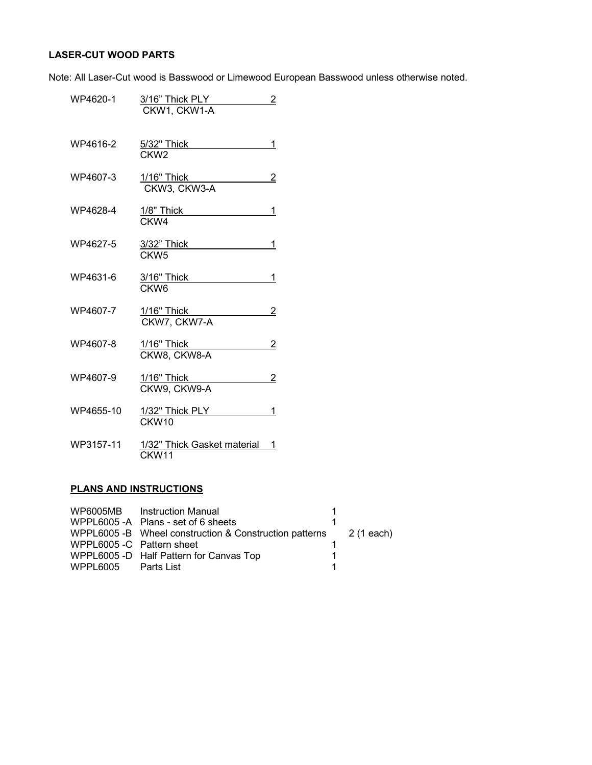**LASER-CUT WOOD PARTS**

Note: All Laser-Cut wood is Basswood or Limewood European Basswood unless otherwise noted.

| | | |
|---|---|---|
| WP4620-1 | 3/16" Thick PLY<br>CKW1, CKW1-A | 2 |
| WP4616-2 | 5/32" Thick<br>CKW2 | 1 |
| WP4607-3 | 1/16" Thick<br>CKW3, CKW3-A | 2 |
| WP4628-4 | 1/8" Thick<br>CKW4 | 1 |
| WP4627-5 | 3/32" Thick<br>CKW5 | 1 |
| WP4631-6 | 3/16" Thick<br>CKW6 | 1 |
| WP4607-7 | 1/16" Thick<br>CKW7, CKW7-A | 2 |
| WP4607-8 | 1/16" Thick<br>CKW8, CKW8-A | 2 |
| WP4607-9 | 1/16" Thick<br>CKW9, CKW9-A | 2 |
| WP4655-10 | 1/32" Thick PLY<br>CKW10 | 1 |
| WP3157-11 | 1/32" Thick Gasket material<br>CKW11 | 1 |

**PLANS AND INSTRUCTIONS**

| | | |
|---|---|---|
| WP6005MB | Instruction Manual | 1 |
| WPPL6005 -A | Plans - set of 6 sheets | 1 |
| WPPL6005 -B | Wheel construction & Construction patterns | 2 (1 each) |
| WPPL6005 -C | Pattern sheet | 1 |
| WPPL6005 -D | Half Pattern for Canvas Top | 1 |
| WPPL6005 | Parts List | 1 |